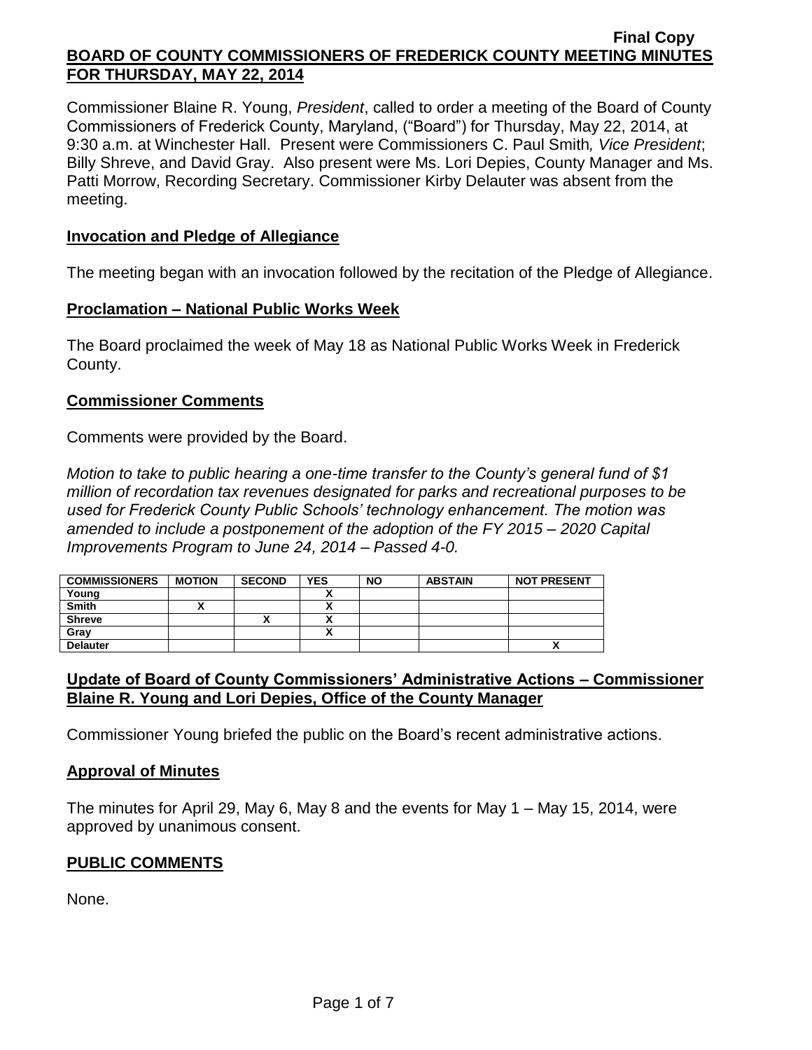**Final Copy**

**BOARD OF COUNTY COMMISSIONERS OF FREDERICK COUNTY MEETING MINUTES FOR THURSDAY, MAY 22, 2014**

Commissioner Blaine R. Young, *President*, called to order a meeting of the Board of County Commissioners of Frederick County, Maryland, ("Board") for Thursday, May 22, 2014, at 9:30 a.m. at Winchester Hall. Present were Commissioners C. Paul Smith*, Vice President*; Billy Shreve, and David Gray. Also present were Ms. Lori Depies, County Manager and Ms. Patti Morrow, Recording Secretary. Commissioner Kirby Delauter was absent from the meeting.

## Invocation and Pledge of Allegiance

The meeting began with an invocation followed by the recitation of the Pledge of Allegiance.

## Proclamation – National Public Works Week

The Board proclaimed the week of May 18 as National Public Works Week in Frederick County.

## Commissioner Comments

Comments were provided by the Board.

*Motion to take to public hearing a one-time transfer to the County's general fund of $1 million of recordation tax revenues designated for parks and recreational purposes to be used for Frederick County Public Schools' technology enhancement. The motion was amended to include a postponement of the adoption of the FY 2015 – 2020 Capital Improvements Program to June 24, 2014 – Passed 4-0.*

| COMMISSIONERS | MOTION | SECOND | YES | NO | ABSTAIN | NOT PRESENT |
|---|---|---|---|---|---|---|
| Young | | | X | | | |
| Smith | X | | X | | | |
| Shreve | | X | X | | | |
| Gray | | | X | | | |
| Delauter | | | | | | X |

## Update of Board of County Commissioners' Administrative Actions – Commissioner Blaine R. Young and Lori Depies, Office of the County Manager

Commissioner Young briefed the public on the Board's recent administrative actions.

## Approval of Minutes

The minutes for April 29, May 6, May 8 and the events for May 1 – May 15, 2014, were approved by unanimous consent.

## PUBLIC COMMENTS

None.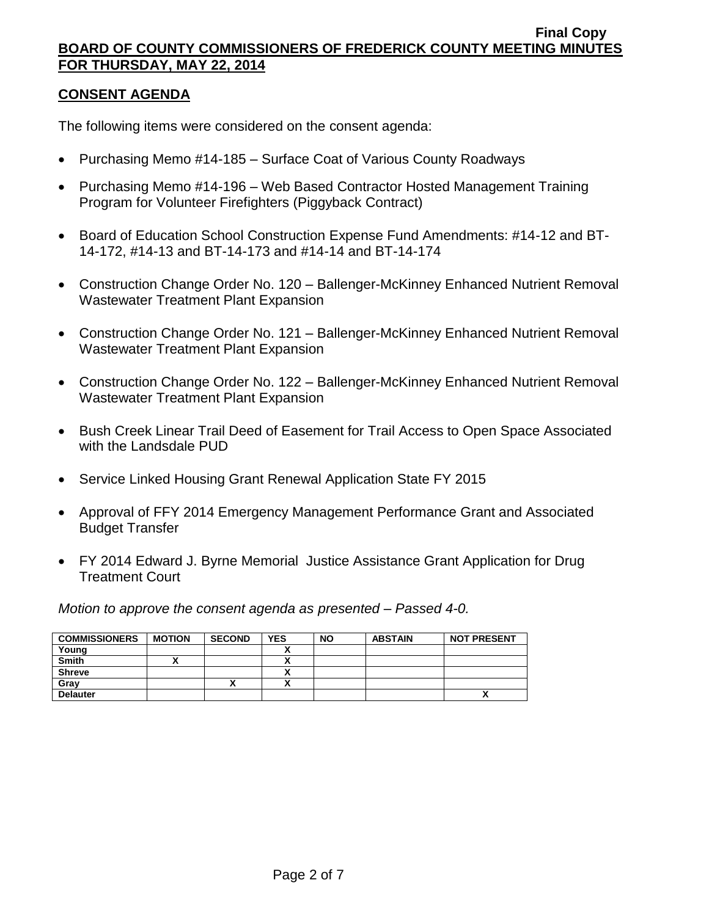## CONSENT AGENDA

The following items were considered on the consent agenda:

- Purchasing Memo #14-185 – Surface Coat of Various County Roadways
- Purchasing Memo #14-196 – Web Based Contractor Hosted Management Training Program for Volunteer Firefighters (Piggyback Contract)
- Board of Education School Construction Expense Fund Amendments: #14-12 and BT-14-172, #14-13 and BT-14-173 and #14-14 and BT-14-174
- Construction Change Order No. 120 – Ballenger-McKinney Enhanced Nutrient Removal Wastewater Treatment Plant Expansion
- Construction Change Order No. 121 – Ballenger-McKinney Enhanced Nutrient Removal Wastewater Treatment Plant Expansion
- Construction Change Order No. 122 – Ballenger-McKinney Enhanced Nutrient Removal Wastewater Treatment Plant Expansion
- Bush Creek Linear Trail Deed of Easement for Trail Access to Open Space Associated with the Landsdale PUD
- Service Linked Housing Grant Renewal Application State FY 2015
- Approval of FFY 2014 Emergency Management Performance Grant and Associated Budget Transfer
- FY 2014 Edward J. Byrne Memorial Justice Assistance Grant Application for Drug Treatment Court

*Motion to approve the consent agenda as presented – Passed 4-0.*

| COMMISSIONERS | MOTION | SECOND | YES | NO | ABSTAIN | NOT PRESENT |
|---|---|---|---|---|---|---|
| Young | | | X | | | |
| Smith | X | | X | | | |
| Shreve | | | X | | | |
| Gray | | X | X | | | |
| Delauter | | | | | | X |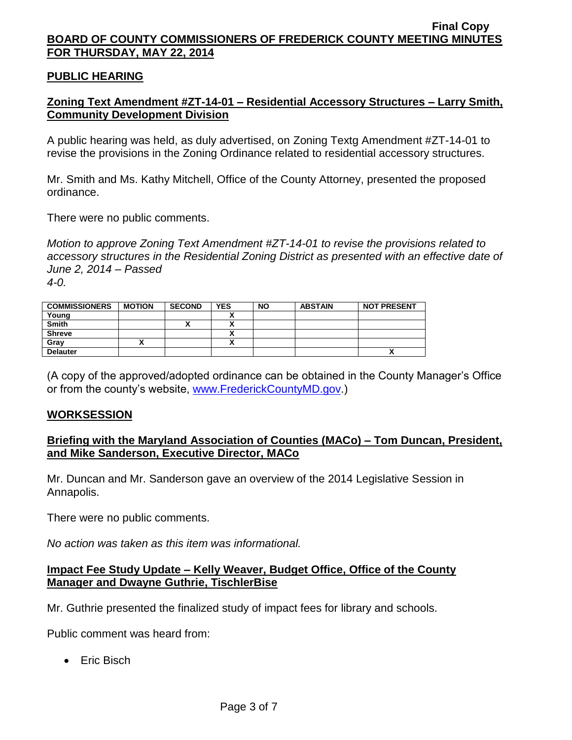## PUBLIC HEARING

### Zoning Text Amendment #ZT-14-01 – Residential Accessory Structures – Larry Smith, Community Development Division

A public hearing was held, as duly advertised, on Zoning Textg Amendment #ZT-14-01 to revise the provisions in the Zoning Ordinance related to residential accessory structures.

Mr. Smith and Ms. Kathy Mitchell, Office of the County Attorney, presented the proposed ordinance.

There were no public comments.

*Motion to approve Zoning Text Amendment #ZT-14-01 to revise the provisions related to accessory structures in the Residential Zoning District as presented with an effective date of June 2, 2014 – Passed 4-0.*

| COMMISSIONERS | MOTION | SECOND | YES | NO | ABSTAIN | NOT PRESENT |
|---|---|---|---|---|---|---|
| Young | | | X | | | |
| Smith | | X | X | | | |
| Shreve | | | X | | | |
| Gray | X | | X | | | |
| Delauter | | | | | | X |

(A copy of the approved/adopted ordinance can be obtained in the County Manager's Office or from the county's website, www.FrederickCountyMD.gov.)

## WORKSESSION

### Briefing with the Maryland Association of Counties (MACo) – Tom Duncan, President, and Mike Sanderson, Executive Director, MACo

Mr. Duncan and Mr. Sanderson gave an overview of the 2014 Legislative Session in Annapolis.

There were no public comments.

*No action was taken as this item was informational.*

### Impact Fee Study Update – Kelly Weaver, Budget Office, Office of the County Manager and Dwayne Guthrie, TischlerBise

Mr. Guthrie presented the finalized study of impact fees for library and schools.

Public comment was heard from:

- Eric Bisch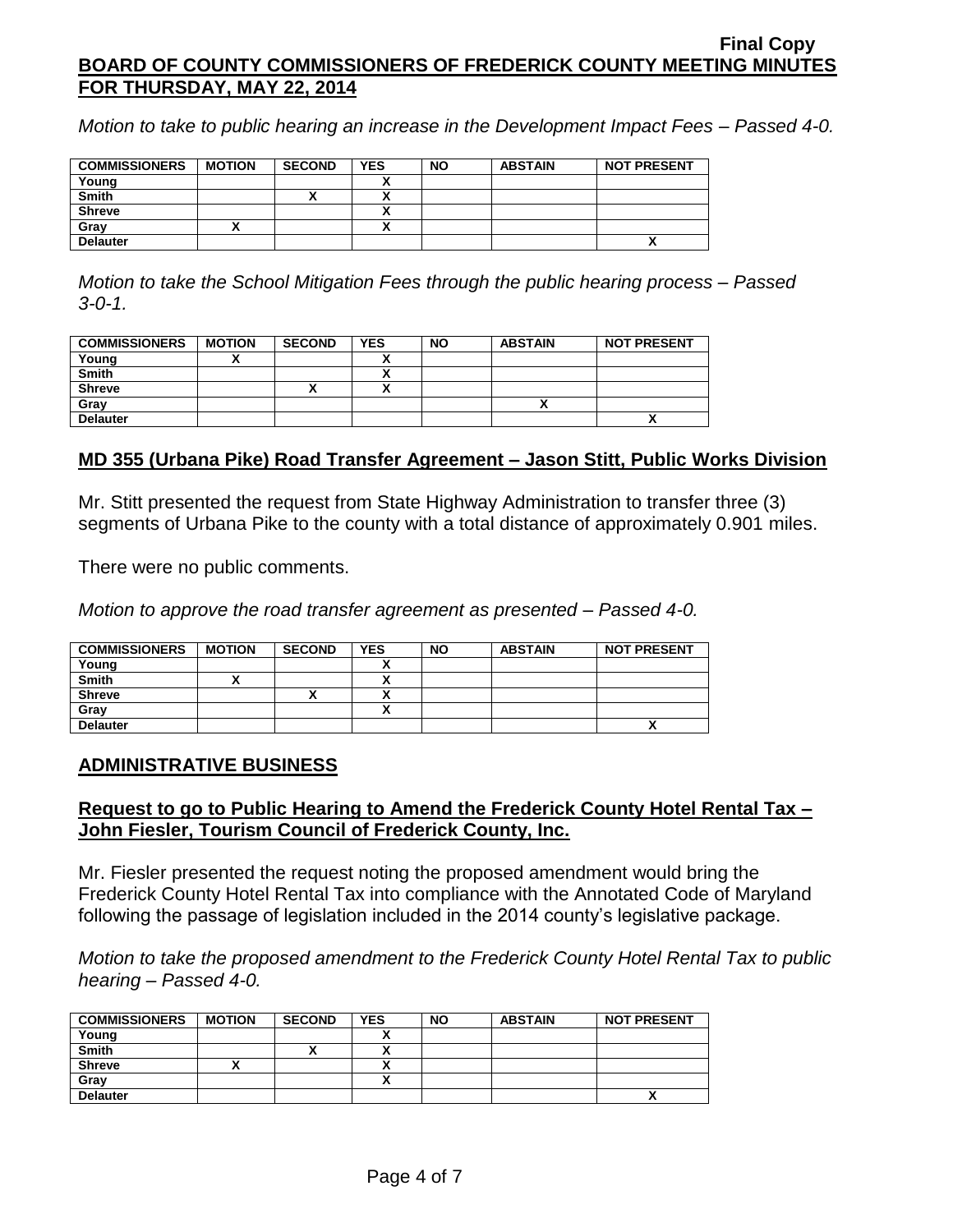*Motion to take to public hearing an increase in the Development Impact Fees – Passed 4-0.*

| COMMISSIONERS | MOTION | SECOND | YES | NO | ABSTAIN | NOT PRESENT |
|---|---|---|---|---|---|---|
| Young | | | X | | | |
| Smith | | X | X | | | |
| Shreve | | | X | | | |
| Gray | X | | X | | | |
| Delauter | | | | | | X |

*Motion to take the School Mitigation Fees through the public hearing process – Passed 3-0-1.*

| COMMISSIONERS | MOTION | SECOND | YES | NO | ABSTAIN | NOT PRESENT |
|---|---|---|---|---|---|---|
| Young | X | | X | | | |
| Smith | | | X | | | |
| Shreve | | X | X | | | |
| Gray | | | | | X | |
| Delauter | | | | | | X |

## MD 355 (Urbana Pike) Road Transfer Agreement – Jason Stitt, Public Works Division

Mr. Stitt presented the request from State Highway Administration to transfer three (3) segments of Urbana Pike to the county with a total distance of approximately 0.901 miles.

There were no public comments.

*Motion to approve the road transfer agreement as presented – Passed 4-0.*

| COMMISSIONERS | MOTION | SECOND | YES | NO | ABSTAIN | NOT PRESENT |
|---|---|---|---|---|---|---|
| Young | | | X | | | |
| Smith | X | | X | | | |
| Shreve | | X | X | | | |
| Gray | | | X | | | |
| Delauter | | | | | | X |

## ADMINISTRATIVE BUSINESS

### Request to go to Public Hearing to Amend the Frederick County Hotel Rental Tax – John Fiesler, Tourism Council of Frederick County, Inc.

Mr. Fiesler presented the request noting the proposed amendment would bring the Frederick County Hotel Rental Tax into compliance with the Annotated Code of Maryland following the passage of legislation included in the 2014 county's legislative package.

*Motion to take the proposed amendment to the Frederick County Hotel Rental Tax to public hearing – Passed 4-0.*

| COMMISSIONERS | MOTION | SECOND | YES | NO | ABSTAIN | NOT PRESENT |
|---|---|---|---|---|---|---|
| Young | | | X | | | |
| Smith | | X | X | | | |
| Shreve | X | | X | | | |
| Gray | | | X | | | |
| Delauter | | | | | | X |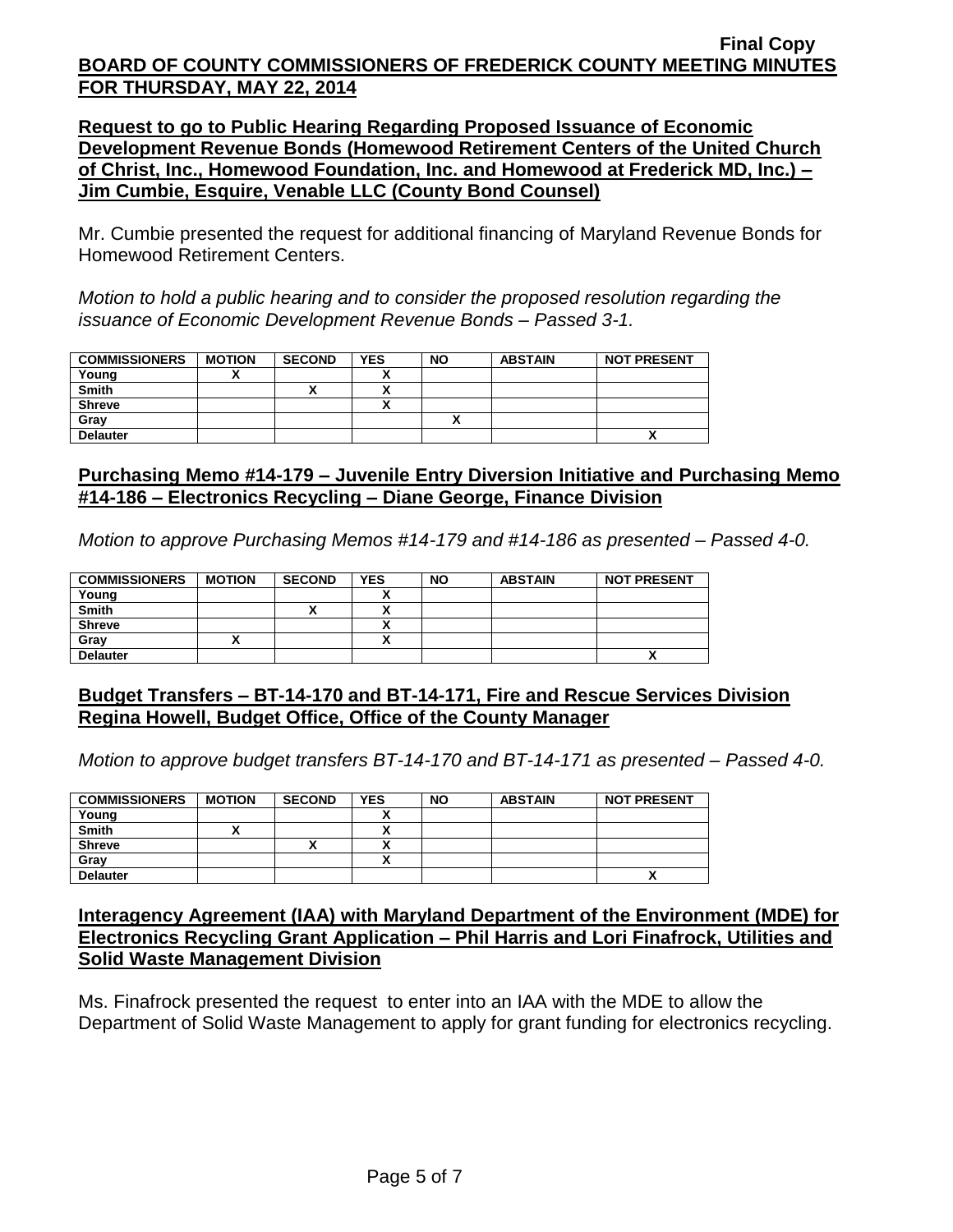**Final Copy**

**BOARD OF COUNTY COMMISSIONERS OF FREDERICK COUNTY MEETING MINUTES FOR THURSDAY, MAY 22, 2014**

**Request to go to Public Hearing Regarding Proposed Issuance of Economic Development Revenue Bonds (Homewood Retirement Centers of the United Church of Christ, Inc., Homewood Foundation, Inc. and Homewood at Frederick MD, Inc.) – Jim Cumbie, Esquire, Venable LLC (County Bond Counsel)**

Mr. Cumbie presented the request for additional financing of Maryland Revenue Bonds for Homewood Retirement Centers.

*Motion to hold a public hearing and to consider the proposed resolution regarding the issuance of Economic Development Revenue Bonds – Passed 3-1.*

| COMMISSIONERS | MOTION | SECOND | YES | NO | ABSTAIN | NOT PRESENT |
|---|---|---|---|---|---|---|
| Young | X | | X | | | |
| Smith | | X | X | | | |
| Shreve | | | X | | | |
| Gray | | | | X | | |
| Delauter | | | | | | X |

**Purchasing Memo #14-179 – Juvenile Entry Diversion Initiative and Purchasing Memo #14-186 – Electronics Recycling – Diane George, Finance Division**

*Motion to approve Purchasing Memos #14-179 and #14-186 as presented – Passed 4-0.*

| COMMISSIONERS | MOTION | SECOND | YES | NO | ABSTAIN | NOT PRESENT |
|---|---|---|---|---|---|---|
| Young | | | X | | | |
| Smith | | X | X | | | |
| Shreve | | | X | | | |
| Gray | X | | X | | | |
| Delauter | | | | | | X |

**Budget Transfers – BT-14-170 and BT-14-171, Fire and Rescue Services Division Regina Howell, Budget Office, Office of the County Manager**

*Motion to approve budget transfers BT-14-170 and BT-14-171 as presented – Passed 4-0.*

| COMMISSIONERS | MOTION | SECOND | YES | NO | ABSTAIN | NOT PRESENT |
|---|---|---|---|---|---|---|
| Young | | | X | | | |
| Smith | X | | X | | | |
| Shreve | | X | X | | | |
| Gray | | | X | | | |
| Delauter | | | | | | X |

**Interagency Agreement (IAA) with Maryland Department of the Environment (MDE) for Electronics Recycling Grant Application – Phil Harris and Lori Finafrock, Utilities and Solid Waste Management Division**

Ms. Finafrock presented the request to enter into an IAA with the MDE to allow the Department of Solid Waste Management to apply for grant funding for electronics recycling.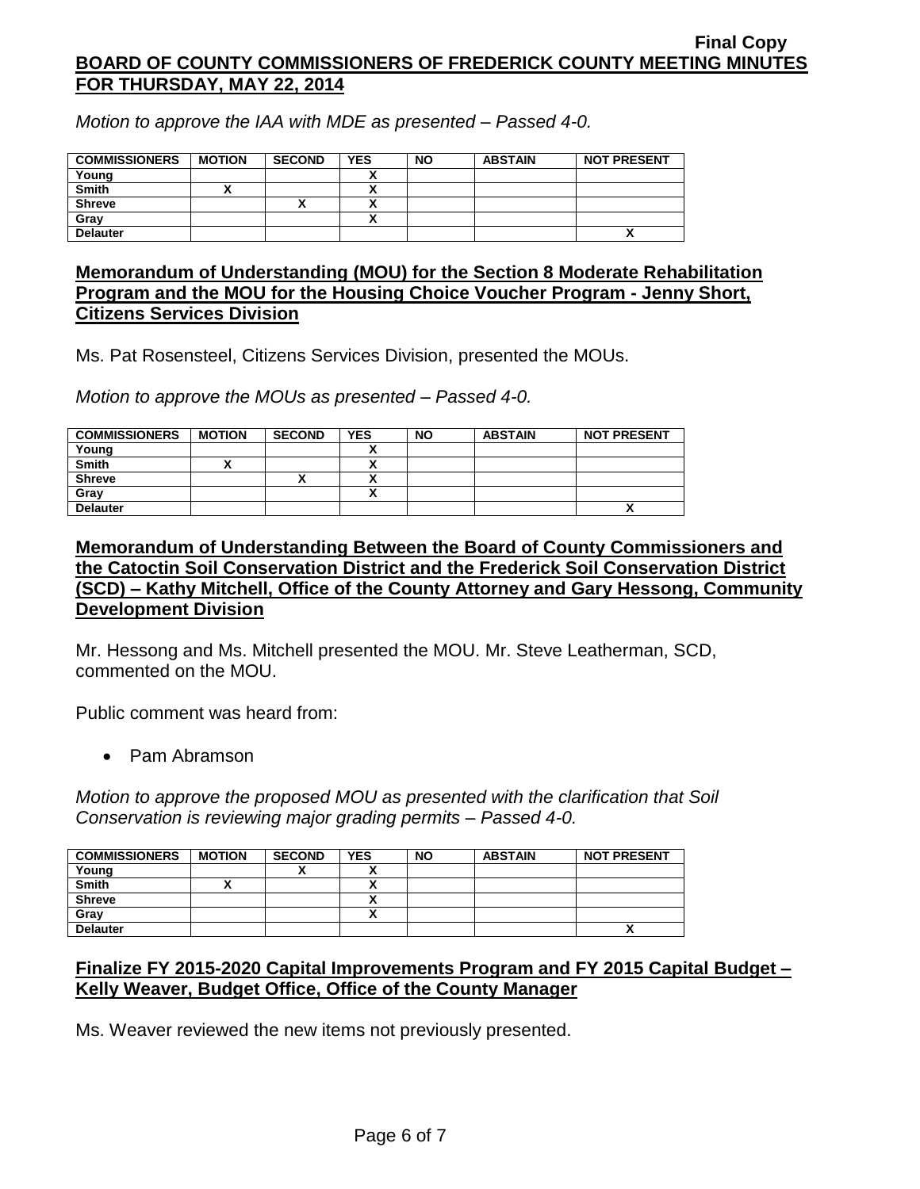*Motion to approve the IAA with MDE as presented – Passed 4-0.*

| COMMISSIONERS | MOTION | SECOND | YES | NO | ABSTAIN | NOT PRESENT |
|---|---|---|---|---|---|---|
| Young | | | X | | | |
| Smith | X | | X | | | |
| Shreve | | X | X | | | |
| Gray | | | X | | | |
| Delauter | | | | | | X |

**Memorandum of Understanding (MOU) for the Section 8 Moderate Rehabilitation Program and the MOU for the Housing Choice Voucher Program - Jenny Short, Citizens Services Division**

Ms. Pat Rosensteel, Citizens Services Division, presented the MOUs.

*Motion to approve the MOUs as presented – Passed 4-0.*

| COMMISSIONERS | MOTION | SECOND | YES | NO | ABSTAIN | NOT PRESENT |
|---|---|---|---|---|---|---|
| Young | | | X | | | |
| Smith | X | | X | | | |
| Shreve | | X | X | | | |
| Gray | | | X | | | |
| Delauter | | | | | | X |

**Memorandum of Understanding Between the Board of County Commissioners and the Catoctin Soil Conservation District and the Frederick Soil Conservation District (SCD) – Kathy Mitchell, Office of the County Attorney and Gary Hessong, Community Development Division**

Mr. Hessong and Ms. Mitchell presented the MOU. Mr. Steve Leatherman, SCD, commented on the MOU.

Public comment was heard from:

- Pam Abramson

*Motion to approve the proposed MOU as presented with the clarification that Soil Conservation is reviewing major grading permits – Passed 4-0.*

| COMMISSIONERS | MOTION | SECOND | YES | NO | ABSTAIN | NOT PRESENT |
|---|---|---|---|---|---|---|
| Young | | X | X | | | |
| Smith | X | | X | | | |
| Shreve | | | X | | | |
| Gray | | | X | | | |
| Delauter | | | | | | X |

**Finalize FY 2015-2020 Capital Improvements Program and FY 2015 Capital Budget – Kelly Weaver, Budget Office, Office of the County Manager**

Ms. Weaver reviewed the new items not previously presented.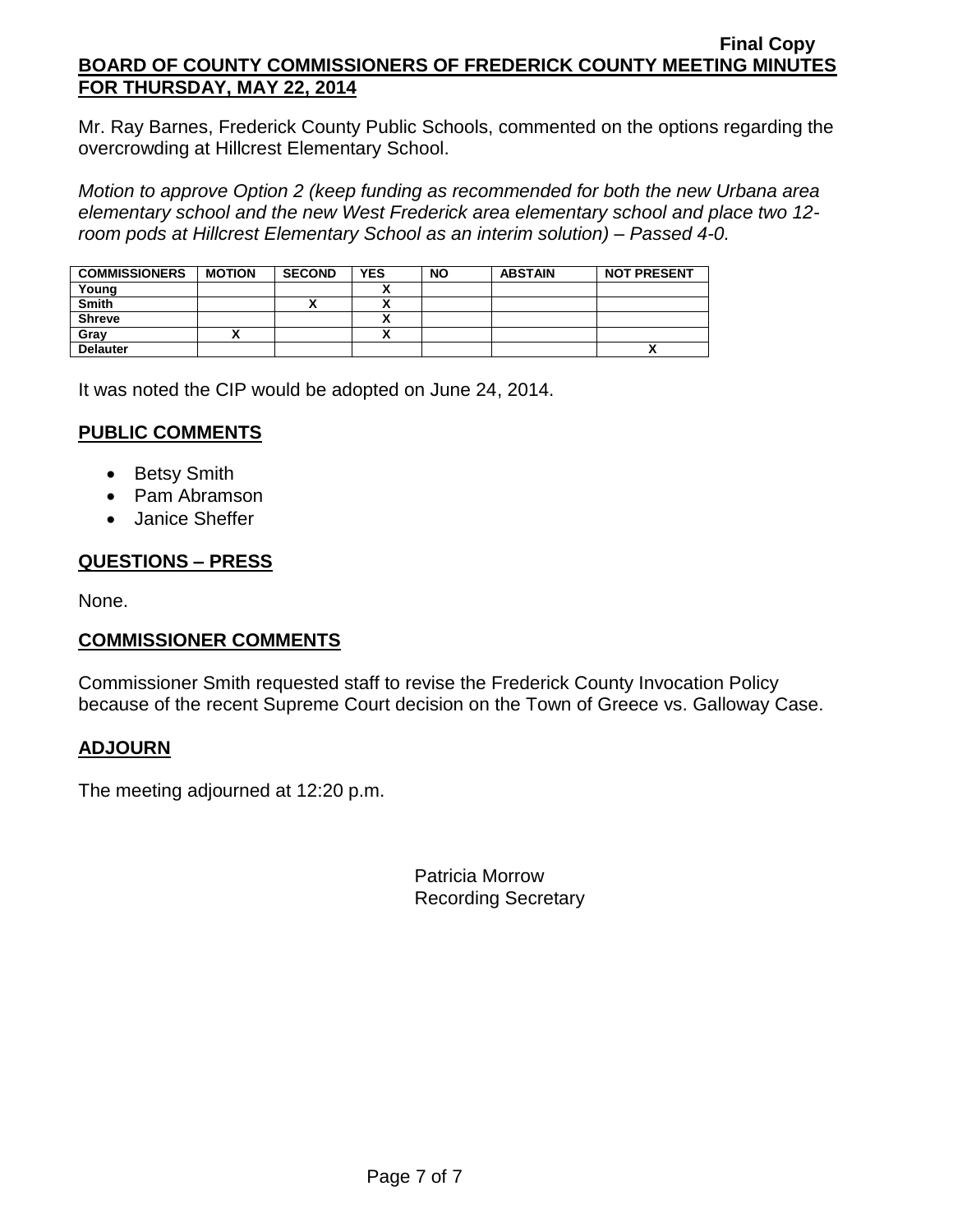Mr. Ray Barnes, Frederick County Public Schools, commented on the options regarding the overcrowding at Hillcrest Elementary School.

*Motion to approve Option 2 (keep funding as recommended for both the new Urbana area elementary school and the new West Frederick area elementary school and place two 12-room pods at Hillcrest Elementary School as an interim solution) – Passed 4-0.*

| COMMISSIONERS | MOTION | SECOND | YES | NO | ABSTAIN | NOT PRESENT |
|---|---|---|---|---|---|---|
| Young | | | X | | | |
| Smith | | X | X | | | |
| Shreve | | | X | | | |
| Gray | X | | X | | | |
| Delauter | | | | | | X |

It was noted the CIP would be adopted on June 24, 2014.

## PUBLIC COMMENTS

- Betsy Smith
- Pam Abramson
- Janice Sheffer

## QUESTIONS – PRESS

None.

## COMMISSIONER COMMENTS

Commissioner Smith requested staff to revise the Frederick County Invocation Policy because of the recent Supreme Court decision on the Town of Greece vs. Galloway Case.

## ADJOURN

The meeting adjourned at 12:20 p.m.

Patricia Morrow
Recording Secretary